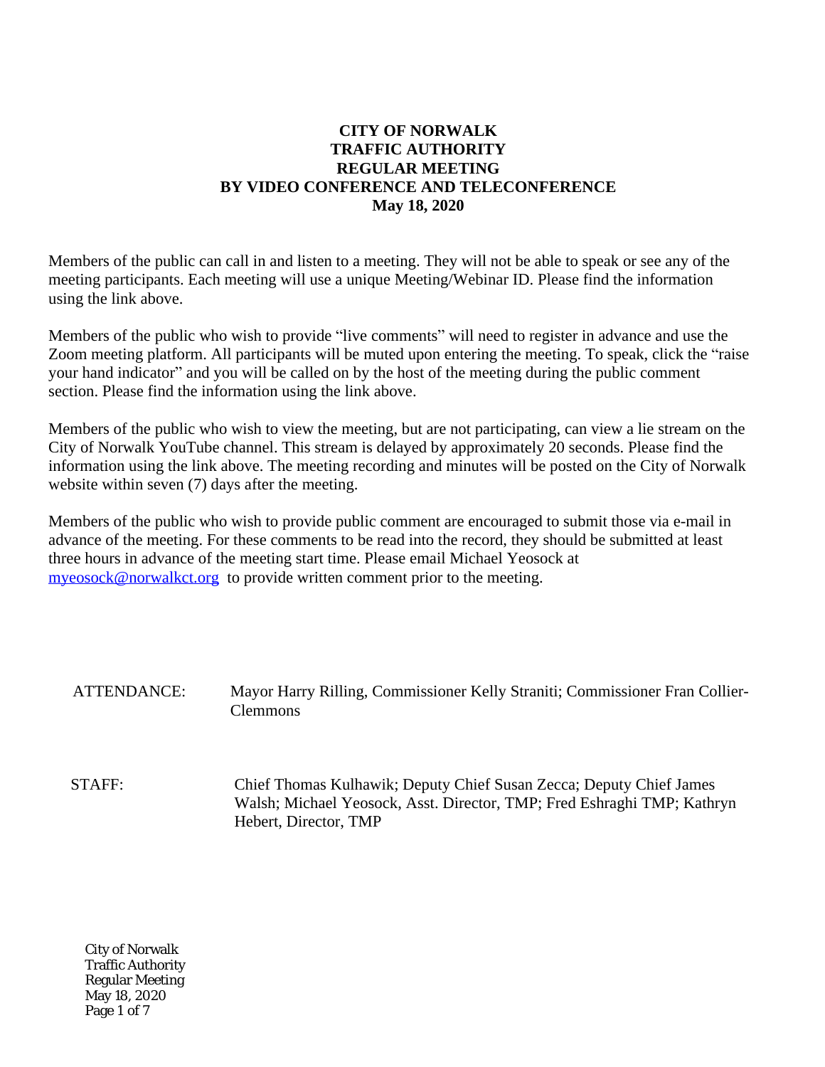# CITY OF NORWALK
## TRAFFIC AUTHORITY
## REGULAR MEETING
## BY VIDEO CONFERENCE AND TELECONFERENCE
## May 18, 2020

Members of the public can call in and listen to a meeting. They will not be able to speak or see any of the meeting participants. Each meeting will use a unique Meeting/Webinar ID. Please find the information using the link above.

Members of the public who wish to provide "live comments" will need to register in advance and use the Zoom meeting platform. All participants will be muted upon entering the meeting. To speak, click the "raise your hand indicator" and you will be called on by the host of the meeting during the public comment section. Please find the information using the link above.

Members of the public who wish to view the meeting, but are not participating, can view a lie stream on the City of Norwalk YouTube channel. This stream is delayed by approximately 20 seconds. Please find the information using the link above. The meeting recording and minutes will be posted on the City of Norwalk website within seven (7) days after the meeting.

Members of the public who wish to provide public comment are encouraged to submit those via e-mail in advance of the meeting. For these comments to be read into the record, they should be submitted at least three hours in advance of the meeting start time. Please email Michael Yeosock at myeosock@norwalkct.org to provide written comment prior to the meeting.

ATTENDANCE: Mayor Harry Rilling, Commissioner Kelly Straniti; Commissioner Fran Collier-Clemmons

STAFF: Chief Thomas Kulhawik; Deputy Chief Susan Zecca; Deputy Chief James Walsh; Michael Yeosock, Asst. Director, TMP; Fred Eshraghi TMP; Kathryn Hebert, Director, TMP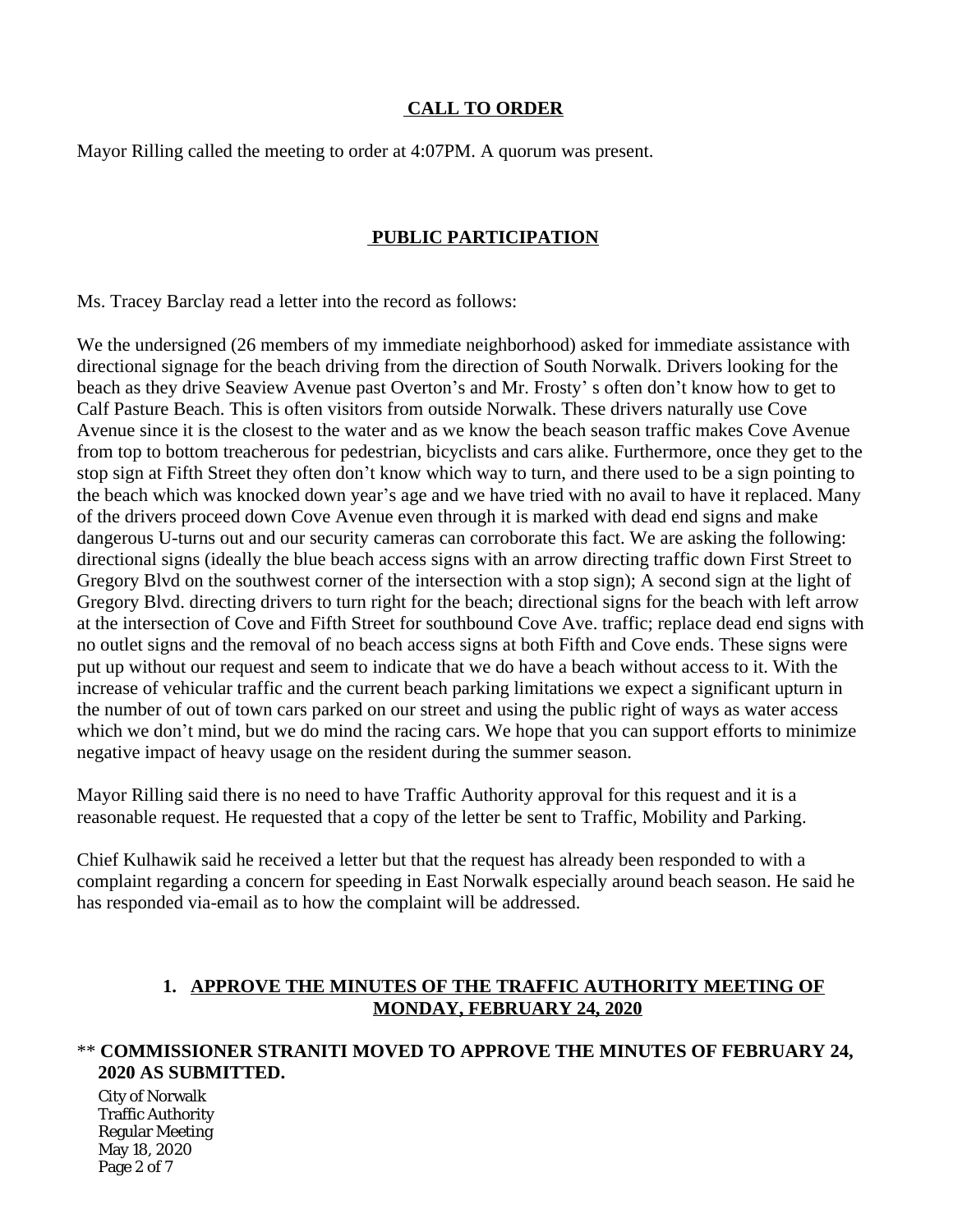## CALL TO ORDER

Mayor Rilling called the meeting to order at 4:07PM. A quorum was present.

## PUBLIC PARTICIPATION

Ms. Tracey Barclay read a letter into the record as follows:

We the undersigned (26 members of my immediate neighborhood) asked for immediate assistance with directional signage for the beach driving from the direction of South Norwalk. Drivers looking for the beach as they drive Seaview Avenue past Overton's and Mr. Frosty' s often don't know how to get to Calf Pasture Beach. This is often visitors from outside Norwalk. These drivers naturally use Cove Avenue since it is the closest to the water and as we know the beach season traffic makes Cove Avenue from top to bottom treacherous for pedestrian, bicyclists and cars alike. Furthermore, once they get to the stop sign at Fifth Street they often don't know which way to turn, and there used to be a sign pointing to the beach which was knocked down year's age and we have tried with no avail to have it replaced. Many of the drivers proceed down Cove Avenue even through it is marked with dead end signs and make dangerous U-turns out and our security cameras can corroborate this fact. We are asking the following: directional signs (ideally the blue beach access signs with an arrow directing traffic down First Street to Gregory Blvd on the southwest corner of the intersection with a stop sign); A second sign at the light of Gregory Blvd. directing drivers to turn right for the beach; directional signs for the beach with left arrow at the intersection of Cove and Fifth Street for southbound Cove Ave. traffic; replace dead end signs with no outlet signs and the removal of no beach access signs at both Fifth and Cove ends. These signs were put up without our request and seem to indicate that we do have a beach without access to it. With the increase of vehicular traffic and the current beach parking limitations we expect a significant upturn in the number of out of town cars parked on our street and using the public right of ways as water access which we don't mind, but we do mind the racing cars. We hope that you can support efforts to minimize negative impact of heavy usage on the resident during the summer season.

Mayor Rilling said there is no need to have Traffic Authority approval for this request and it is a reasonable request. He requested that a copy of the letter be sent to Traffic, Mobility and Parking.

Chief Kulhawik said he received a letter but that the request has already been responded to with a complaint regarding a concern for speeding in East Norwalk especially around beach season. He said he has responded via-email as to how the complaint will be addressed.

## 1. APPROVE THE MINUTES OF THE TRAFFIC AUTHORITY MEETING OF MONDAY, FEBRUARY 24, 2020

** **COMMISSIONER STRANITI MOVED TO APPROVE THE MINUTES OF FEBRUARY 24, 2020 AS SUBMITTED.**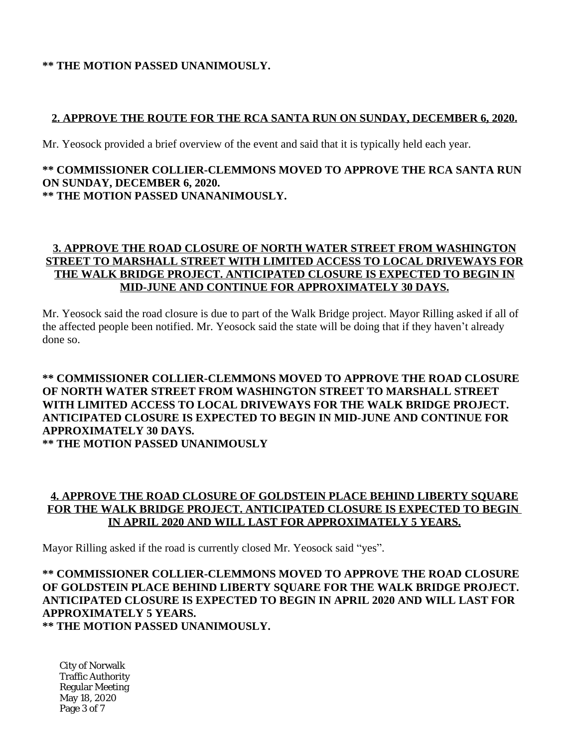**\*\* THE MOTION PASSED UNANIMOUSLY.**

**2. APPROVE THE ROUTE FOR THE RCA SANTA RUN ON SUNDAY, DECEMBER 6, 2020.**

Mr. Yeosock provided a brief overview of the event and said that it is typically held each year.

**\*\* COMMISSIONER COLLIER-CLEMMONS MOVED TO APPROVE THE RCA SANTA RUN ON SUNDAY, DECEMBER 6, 2020.**
**\*\* THE MOTION PASSED UNANANIMOUSLY.**

**3. APPROVE THE ROAD CLOSURE OF NORTH WATER STREET FROM WASHINGTON STREET TO MARSHALL STREET WITH LIMITED ACCESS TO LOCAL DRIVEWAYS FOR THE WALK BRIDGE PROJECT. ANTICIPATED CLOSURE IS EXPECTED TO BEGIN IN MID-JUNE AND CONTINUE FOR APPROXIMATELY 30 DAYS.**

Mr. Yeosock said the road closure is due to part of the Walk Bridge project. Mayor Rilling asked if all of the affected people been notified. Mr. Yeosock said the state will be doing that if they haven't already done so.

**\*\* COMMISSIONER COLLIER-CLEMMONS MOVED TO APPROVE THE ROAD CLOSURE OF NORTH WATER STREET FROM WASHINGTON STREET TO MARSHALL STREET WITH LIMITED ACCESS TO LOCAL DRIVEWAYS FOR THE WALK BRIDGE PROJECT. ANTICIPATED CLOSURE IS EXPECTED TO BEGIN IN MID-JUNE AND CONTINUE FOR APPROXIMATELY 30 DAYS.**
**\*\* THE MOTION PASSED UNANIMOUSLY**

**4. APPROVE THE ROAD CLOSURE OF GOLDSTEIN PLACE BEHIND LIBERTY SQUARE FOR THE WALK BRIDGE PROJECT. ANTICIPATED CLOSURE IS EXPECTED TO BEGIN IN APRIL 2020 AND WILL LAST FOR APPROXIMATELY 5 YEARS.**

Mayor Rilling asked if the road is currently closed Mr. Yeosock said "yes".

**\*\* COMMISSIONER COLLIER-CLEMMONS MOVED TO APPROVE THE ROAD CLOSURE OF GOLDSTEIN PLACE BEHIND LIBERTY SQUARE FOR THE WALK BRIDGE PROJECT. ANTICIPATED CLOSURE IS EXPECTED TO BEGIN IN APRIL 2020 AND WILL LAST FOR APPROXIMATELY 5 YEARS.**
**\*\* THE MOTION PASSED UNANIMOUSLY.**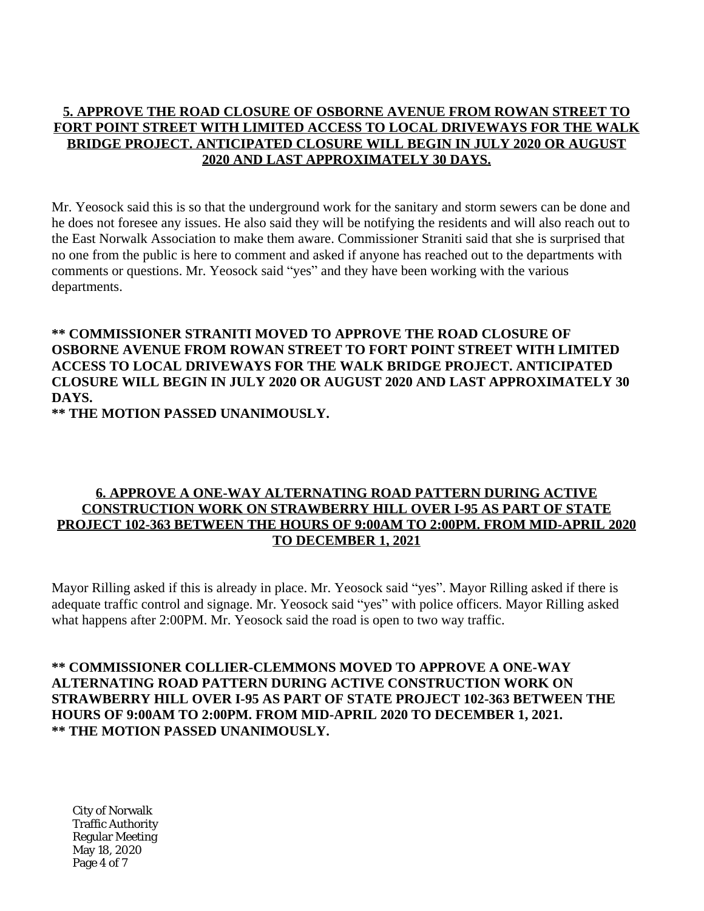**5. APPROVE THE ROAD CLOSURE OF OSBORNE AVENUE FROM ROWAN STREET TO FORT POINT STREET WITH LIMITED ACCESS TO LOCAL DRIVEWAYS FOR THE WALK BRIDGE PROJECT. ANTICIPATED CLOSURE WILL BEGIN IN JULY 2020 OR AUGUST 2020 AND LAST APPROXIMATELY 30 DAYS.**

Mr. Yeosock said this is so that the underground work for the sanitary and storm sewers can be done and he does not foresee any issues. He also said they will be notifying the residents and will also reach out to the East Norwalk Association to make them aware. Commissioner Straniti said that she is surprised that no one from the public is here to comment and asked if anyone has reached out to the departments with comments or questions. Mr. Yeosock said "yes" and they have been working with the various departments.

**\*\* COMMISSIONER STRANITI MOVED TO APPROVE THE ROAD CLOSURE OF OSBORNE AVENUE FROM ROWAN STREET TO FORT POINT STREET WITH LIMITED ACCESS TO LOCAL DRIVEWAYS FOR THE WALK BRIDGE PROJECT. ANTICIPATED CLOSURE WILL BEGIN IN JULY 2020 OR AUGUST 2020 AND LAST APPROXIMATELY 30 DAYS.**
**\*\* THE MOTION PASSED UNANIMOUSLY.**

**6. APPROVE A ONE-WAY ALTERNATING ROAD PATTERN DURING ACTIVE CONSTRUCTION WORK ON STRAWBERRY HILL OVER I-95 AS PART OF STATE PROJECT 102-363 BETWEEN THE HOURS OF 9:00AM TO 2:00PM. FROM MID-APRIL 2020 TO DECEMBER 1, 2021**

Mayor Rilling asked if this is already in place. Mr. Yeosock said "yes". Mayor Rilling asked if there is adequate traffic control and signage. Mr. Yeosock said "yes" with police officers. Mayor Rilling asked what happens after 2:00PM. Mr. Yeosock said the road is open to two way traffic.

**\*\* COMMISSIONER COLLIER-CLEMMONS MOVED TO APPROVE A ONE-WAY ALTERNATING ROAD PATTERN DURING ACTIVE CONSTRUCTION WORK ON STRAWBERRY HILL OVER I-95 AS PART OF STATE PROJECT 102-363 BETWEEN THE HOURS OF 9:00AM TO 2:00PM. FROM MID-APRIL 2020 TO DECEMBER 1, 2021.**
**\*\* THE MOTION PASSED UNANIMOUSLY.**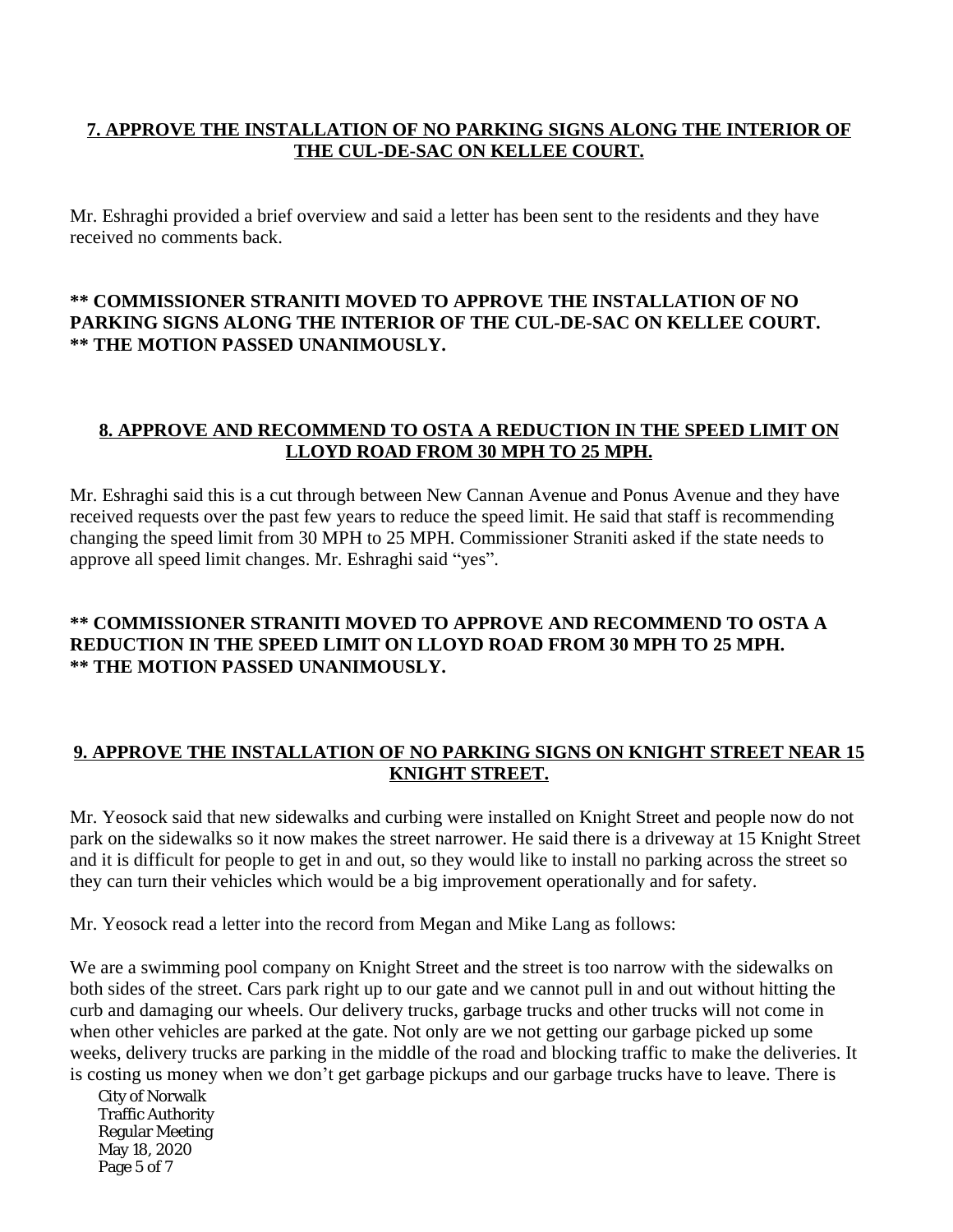## 7. APPROVE THE INSTALLATION OF NO PARKING SIGNS ALONG THE INTERIOR OF THE CUL-DE-SAC ON KELLEE COURT.

Mr. Eshraghi provided a brief overview and said a letter has been sent to the residents and they have received no comments back.

**** COMMISSIONER STRANITI MOVED TO APPROVE THE INSTALLATION OF NO PARKING SIGNS ALONG THE INTERIOR OF THE CUL-DE-SAC ON KELLEE COURT.**
**** THE MOTION PASSED UNANIMOUSLY.**

## 8. APPROVE AND RECOMMEND TO OSTA A REDUCTION IN THE SPEED LIMIT ON LLOYD ROAD FROM 30 MPH TO 25 MPH.

Mr. Eshraghi said this is a cut through between New Cannan Avenue and Ponus Avenue and they have received requests over the past few years to reduce the speed limit. He said that staff is recommending changing the speed limit from 30 MPH to 25 MPH. Commissioner Straniti asked if the state needs to approve all speed limit changes. Mr. Eshraghi said "yes".

**** COMMISSIONER STRANITI MOVED TO APPROVE AND RECOMMEND TO OSTA A REDUCTION IN THE SPEED LIMIT ON LLOYD ROAD FROM 30 MPH TO 25 MPH.**
**** THE MOTION PASSED UNANIMOUSLY.**

## 9. APPROVE THE INSTALLATION OF NO PARKING SIGNS ON KNIGHT STREET NEAR 15 KNIGHT STREET.

Mr. Yeosock said that new sidewalks and curbing were installed on Knight Street and people now do not park on the sidewalks so it now makes the street narrower. He said there is a driveway at 15 Knight Street and it is difficult for people to get in and out, so they would like to install no parking across the street so they can turn their vehicles which would be a big improvement operationally and for safety.

Mr. Yeosock read a letter into the record from Megan and Mike Lang as follows:

We are a swimming pool company on Knight Street and the street is too narrow with the sidewalks on both sides of the street. Cars park right up to our gate and we cannot pull in and out without hitting the curb and damaging our wheels. Our delivery trucks, garbage trucks and other trucks will not come in when other vehicles are parked at the gate. Not only are we not getting our garbage picked up some weeks, delivery trucks are parking in the middle of the road and blocking traffic to make the deliveries. It is costing us money when we don't get garbage pickups and our garbage trucks have to leave. There is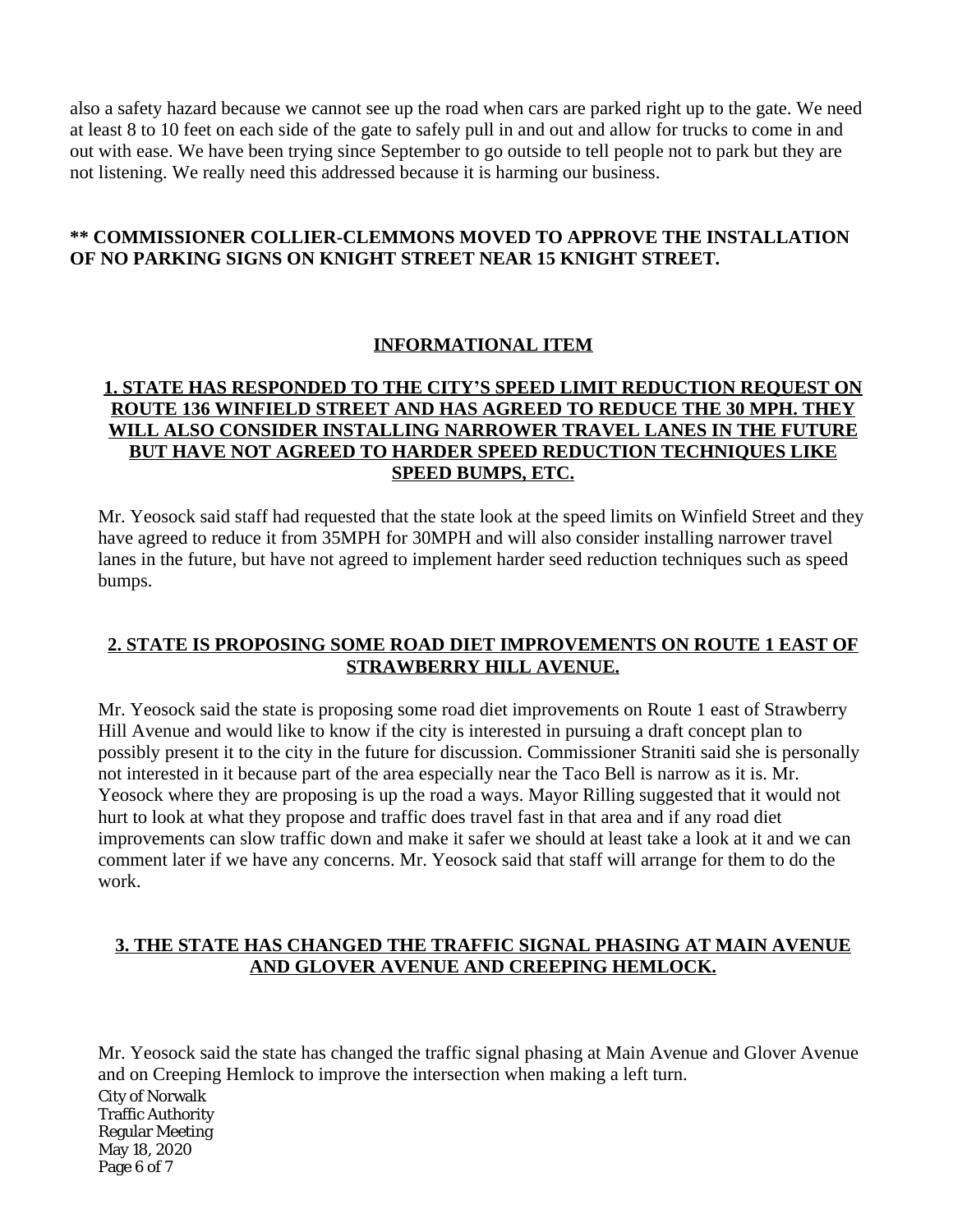also a safety hazard because we cannot see up the road when cars are parked right up to the gate. We need at least 8 to 10 feet on each side of the gate to safely pull in and out and allow for trucks to come in and out with ease. We have been trying since September to go outside to tell people not to park but they are not listening. We really need this addressed because it is harming our business.

**\*\* COMMISSIONER COLLIER-CLEMMONS MOVED TO APPROVE THE INSTALLATION OF NO PARKING SIGNS ON KNIGHT STREET NEAR 15 KNIGHT STREET.**

## INFORMATIONAL ITEM

### 1. STATE HAS RESPONDED TO THE CITY'S SPEED LIMIT REDUCTION REQUEST ON ROUTE 136 WINFIELD STREET AND HAS AGREED TO REDUCE THE 30 MPH. THEY WILL ALSO CONSIDER INSTALLING NARROWER TRAVEL LANES IN THE FUTURE BUT HAVE NOT AGREED TO HARDER SPEED REDUCTION TECHNIQUES LIKE SPEED BUMPS, ETC.

Mr. Yeosock said staff had requested that the state look at the speed limits on Winfield Street and they have agreed to reduce it from 35MPH for 30MPH and will also consider installing narrower travel lanes in the future, but have not agreed to implement harder seed reduction techniques such as speed bumps.

### 2. STATE IS PROPOSING SOME ROAD DIET IMPROVEMENTS ON ROUTE 1 EAST OF STRAWBERRY HILL AVENUE.

Mr. Yeosock said the state is proposing some road diet improvements on Route 1 east of Strawberry Hill Avenue and would like to know if the city is interested in pursuing a draft concept plan to possibly present it to the city in the future for discussion. Commissioner Straniti said she is personally not interested in it because part of the area especially near the Taco Bell is narrow as it is. Mr. Yeosock where they are proposing is up the road a ways. Mayor Rilling suggested that it would not hurt to look at what they propose and traffic does travel fast in that area and if any road diet improvements can slow traffic down and make it safer we should at least take a look at it and we can comment later if we have any concerns. Mr. Yeosock said that staff will arrange for them to do the work.

### 3. THE STATE HAS CHANGED THE TRAFFIC SIGNAL PHASING AT MAIN AVENUE AND GLOVER AVENUE AND CREEPING HEMLOCK.

Mr. Yeosock said the state has changed the traffic signal phasing at Main Avenue and Glover Avenue and on Creeping Hemlock to improve the intersection when making a left turn.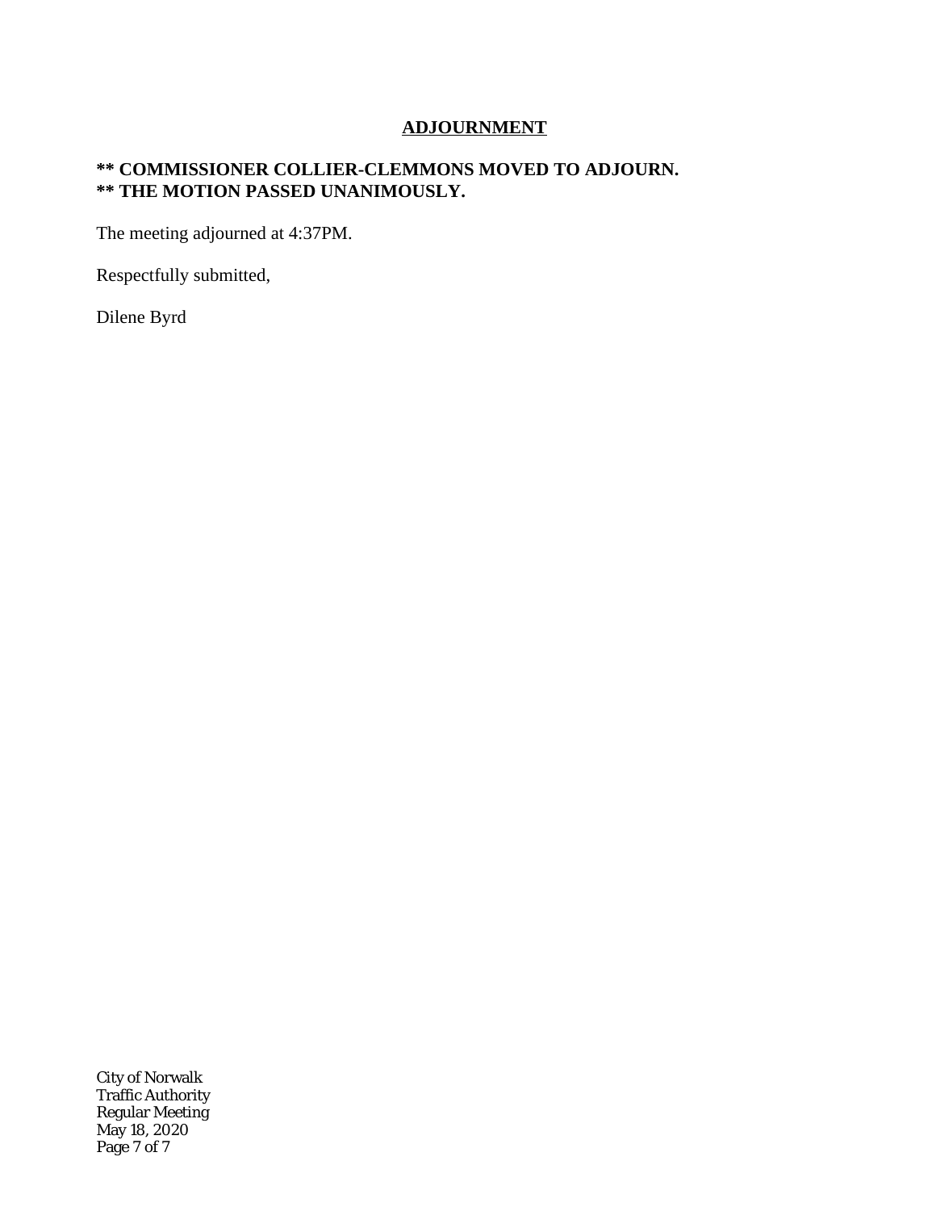## ADJOURNMENT

**\*\* COMMISSIONER COLLIER-CLEMMONS MOVED TO ADJOURN.**
**\*\* THE MOTION PASSED UNANIMOUSLY.**

The meeting adjourned at 4:37PM.

Respectfully submitted,

Dilene Byrd